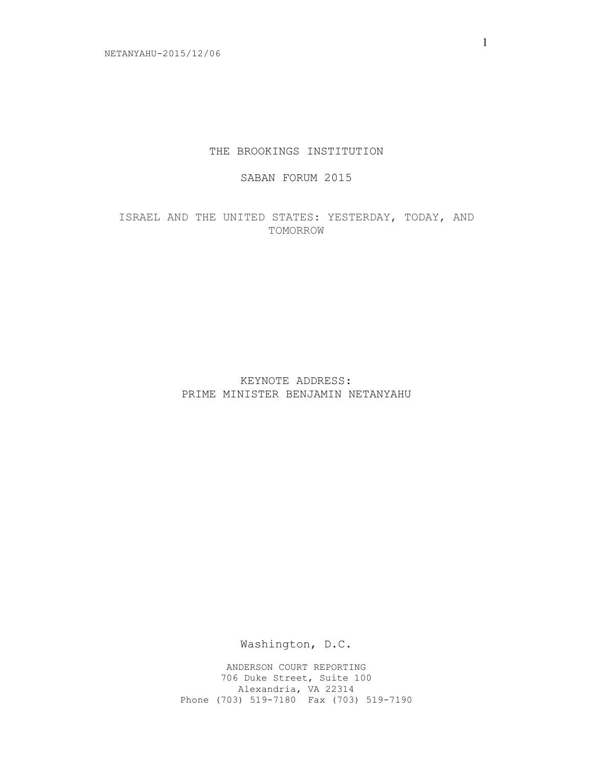# THE BROOKINGS INSTITUTION

## SABAN FORUM 2015

## ISRAEL AND THE UNITED STATES: YESTERDAY, TODAY, AND TOMORROW

KEYNOTE ADDRESS:
PRIME MINISTER BENJAMIN NETANYAHU

Washington, D.C.

ANDERSON COURT REPORTING
706 Duke Street, Suite 100
Alexandria, VA 22314
Phone (703) 519-7180 Fax (703) 519-7190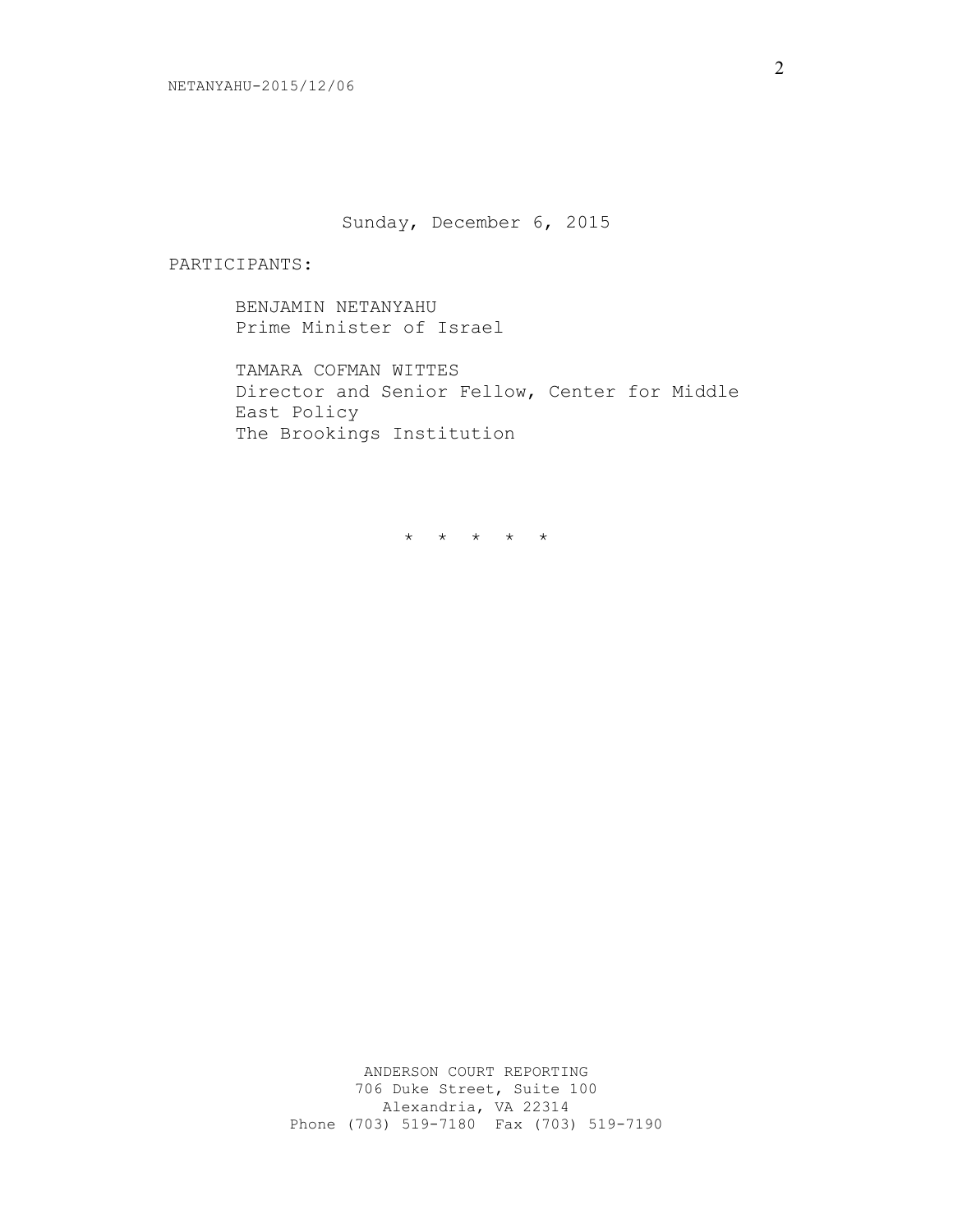Sunday, December 6, 2015

PARTICIPANTS:

BENJAMIN NETANYAHU
Prime Minister of Israel

TAMARA COFMAN WITTES
Director and Senior Fellow, Center for Middle East Policy
The Brookings Institution

\* \* \* \* \*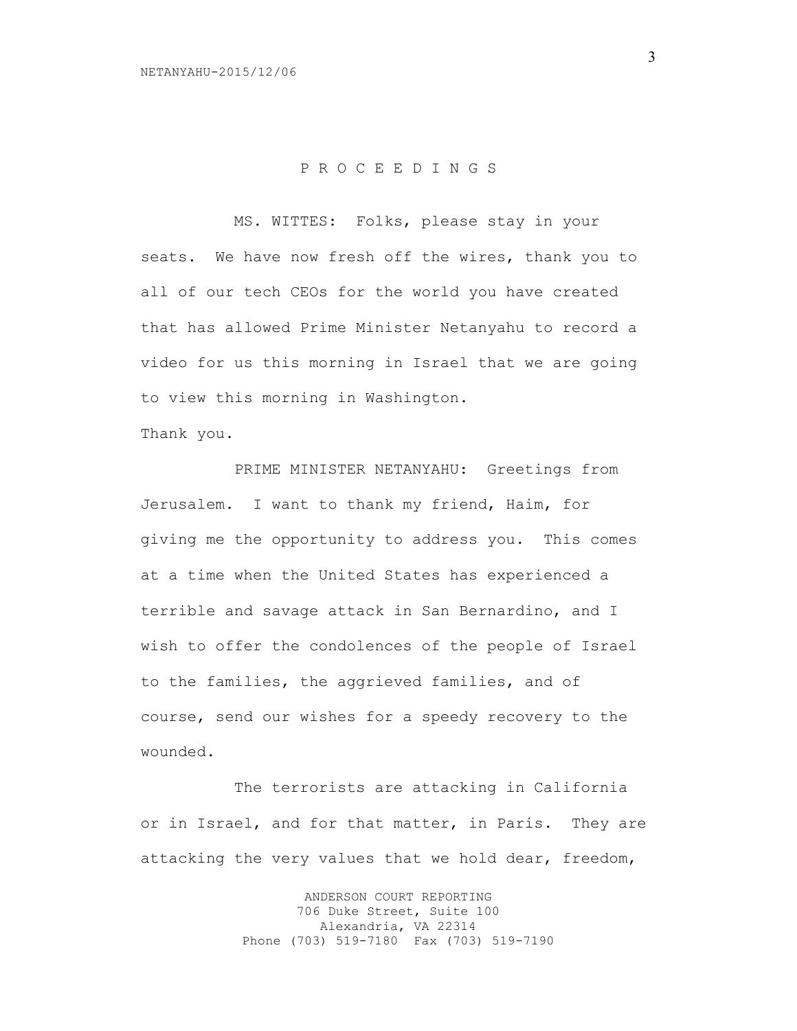P R O C E E D I N G S

MS. WITTES: Folks, please stay in your seats. We have now fresh off the wires, thank you to all of our tech CEOs for the world you have created that has allowed Prime Minister Netanyahu to record a video for us this morning in Israel that we are going to view this morning in Washington.

Thank you.

PRIME MINISTER NETANYAHU: Greetings from Jerusalem. I want to thank my friend, Haim, for giving me the opportunity to address you. This comes at a time when the United States has experienced a terrible and savage attack in San Bernardino, and I wish to offer the condolences of the people of Israel to the families, the aggrieved families, and of course, send our wishes for a speedy recovery to the wounded.

The terrorists are attacking in California or in Israel, and for that matter, in Paris. They are attacking the very values that we hold dear, freedom,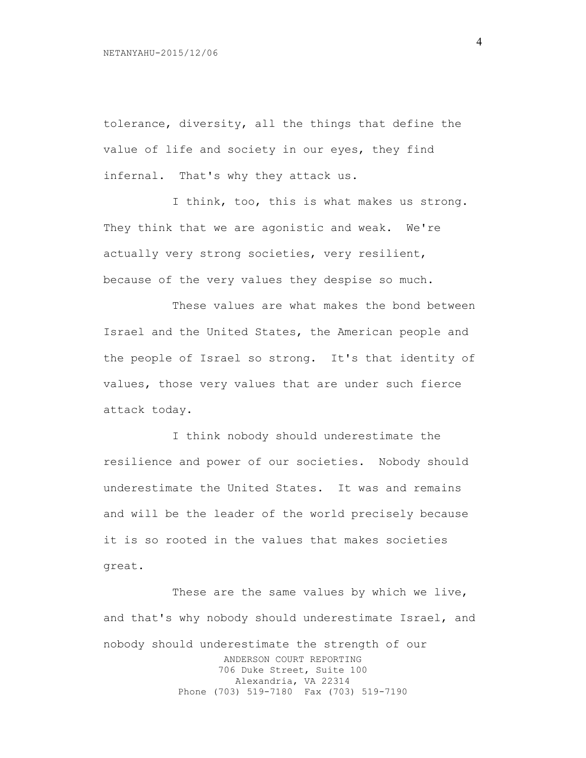tolerance, diversity, all the things that define the value of life and society in our eyes, they find infernal. That's why they attack us.

I think, too, this is what makes us strong. They think that we are agonistic and weak. We're actually very strong societies, very resilient, because of the very values they despise so much.

These values are what makes the bond between Israel and the United States, the American people and the people of Israel so strong. It's that identity of values, those very values that are under such fierce attack today.

I think nobody should underestimate the resilience and power of our societies. Nobody should underestimate the United States. It was and remains and will be the leader of the world precisely because it is so rooted in the values that makes societies great.

These are the same values by which we live, and that's why nobody should underestimate Israel, and nobody should underestimate the strength of our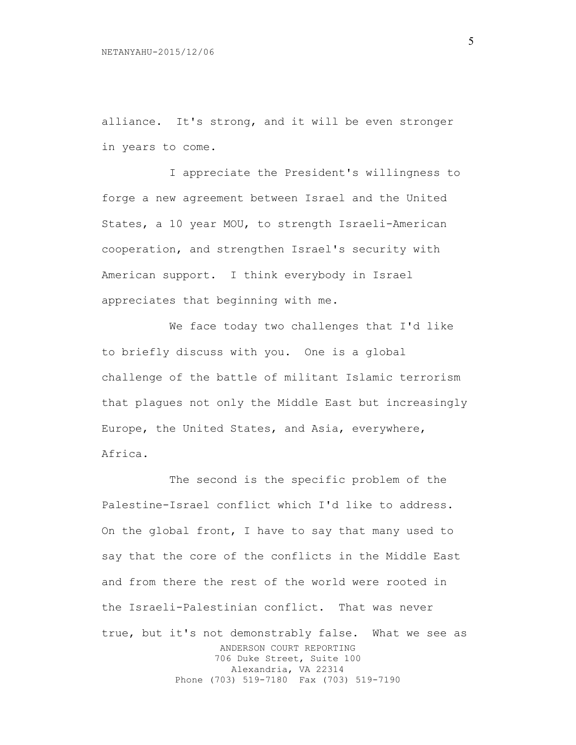alliance. It's strong, and it will be even stronger in years to come.

I appreciate the President's willingness to forge a new agreement between Israel and the United States, a 10 year MOU, to strength Israeli-American cooperation, and strengthen Israel's security with American support. I think everybody in Israel appreciates that beginning with me.

We face today two challenges that I'd like to briefly discuss with you. One is a global challenge of the battle of militant Islamic terrorism that plagues not only the Middle East but increasingly Europe, the United States, and Asia, everywhere, Africa.

The second is the specific problem of the Palestine-Israel conflict which I'd like to address. On the global front, I have to say that many used to say that the core of the conflicts in the Middle East and from there the rest of the world were rooted in the Israeli-Palestinian conflict. That was never true, but it's not demonstrably false. What we see as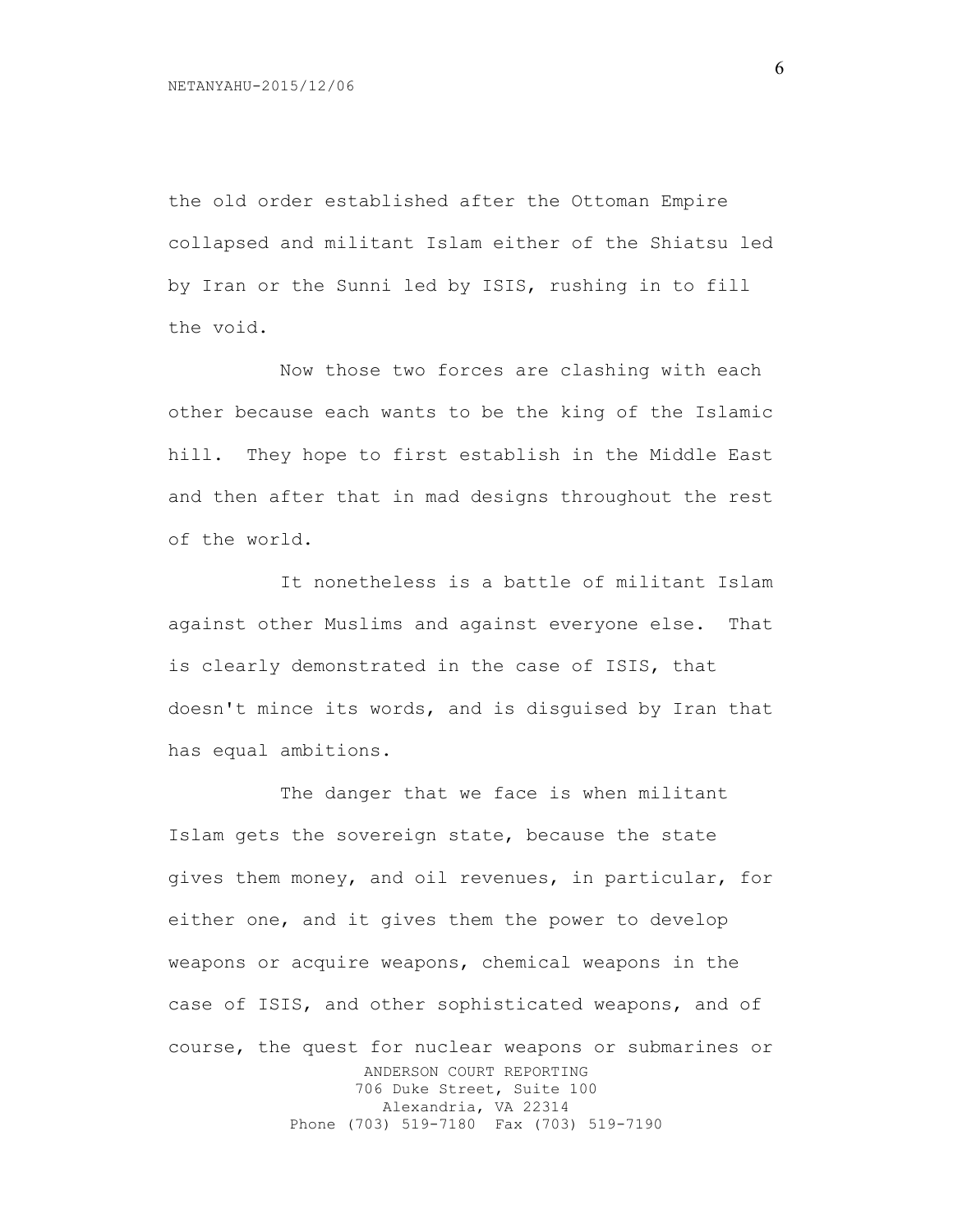the old order established after the Ottoman Empire collapsed and militant Islam either of the Shiatsu led by Iran or the Sunni led by ISIS, rushing in to fill the void.

Now those two forces are clashing with each other because each wants to be the king of the Islamic hill. They hope to first establish in the Middle East and then after that in mad designs throughout the rest of the world.

It nonetheless is a battle of militant Islam against other Muslims and against everyone else. That is clearly demonstrated in the case of ISIS, that doesn't mince its words, and is disguised by Iran that has equal ambitions.

The danger that we face is when militant Islam gets the sovereign state, because the state gives them money, and oil revenues, in particular, for either one, and it gives them the power to develop weapons or acquire weapons, chemical weapons in the case of ISIS, and other sophisticated weapons, and of course, the quest for nuclear weapons or submarines or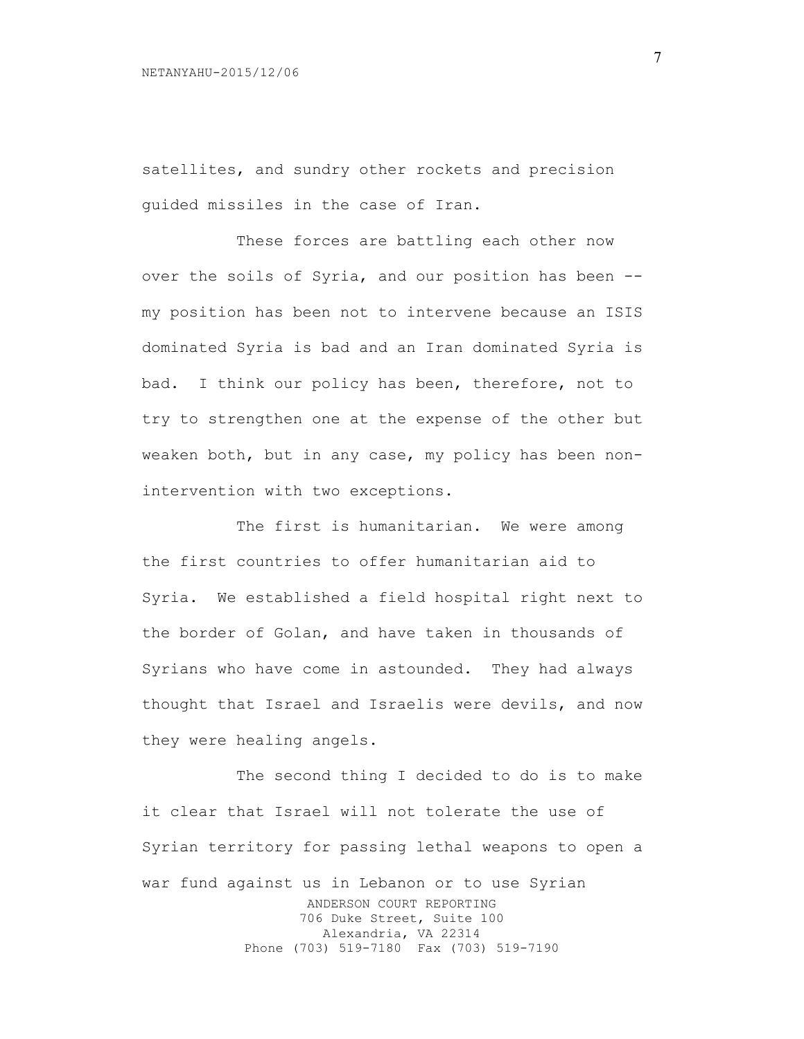satellites, and sundry other rockets and precision guided missiles in the case of Iran.

These forces are battling each other now over the soils of Syria, and our position has been -- my position has been not to intervene because an ISIS dominated Syria is bad and an Iran dominated Syria is bad. I think our policy has been, therefore, not to try to strengthen one at the expense of the other but weaken both, but in any case, my policy has been non-intervention with two exceptions.

The first is humanitarian. We were among the first countries to offer humanitarian aid to Syria. We established a field hospital right next to the border of Golan, and have taken in thousands of Syrians who have come in astounded. They had always thought that Israel and Israelis were devils, and now they were healing angels.

The second thing I decided to do is to make it clear that Israel will not tolerate the use of Syrian territory for passing lethal weapons to open a war fund against us in Lebanon or to use Syrian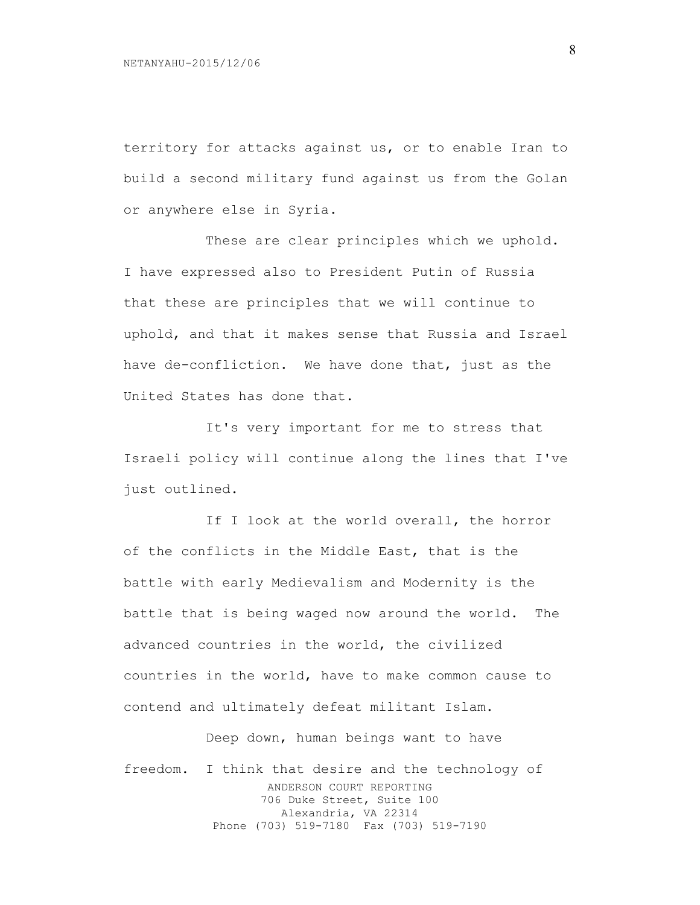territory for attacks against us, or to enable Iran to build a second military fund against us from the Golan or anywhere else in Syria.

These are clear principles which we uphold. I have expressed also to President Putin of Russia that these are principles that we will continue to uphold, and that it makes sense that Russia and Israel have de-confliction. We have done that, just as the United States has done that.

It's very important for me to stress that Israeli policy will continue along the lines that I've just outlined.

If I look at the world overall, the horror of the conflicts in the Middle East, that is the battle with early Medievalism and Modernity is the battle that is being waged now around the world. The advanced countries in the world, the civilized countries in the world, have to make common cause to contend and ultimately defeat militant Islam.

Deep down, human beings want to have freedom. I think that desire and the technology of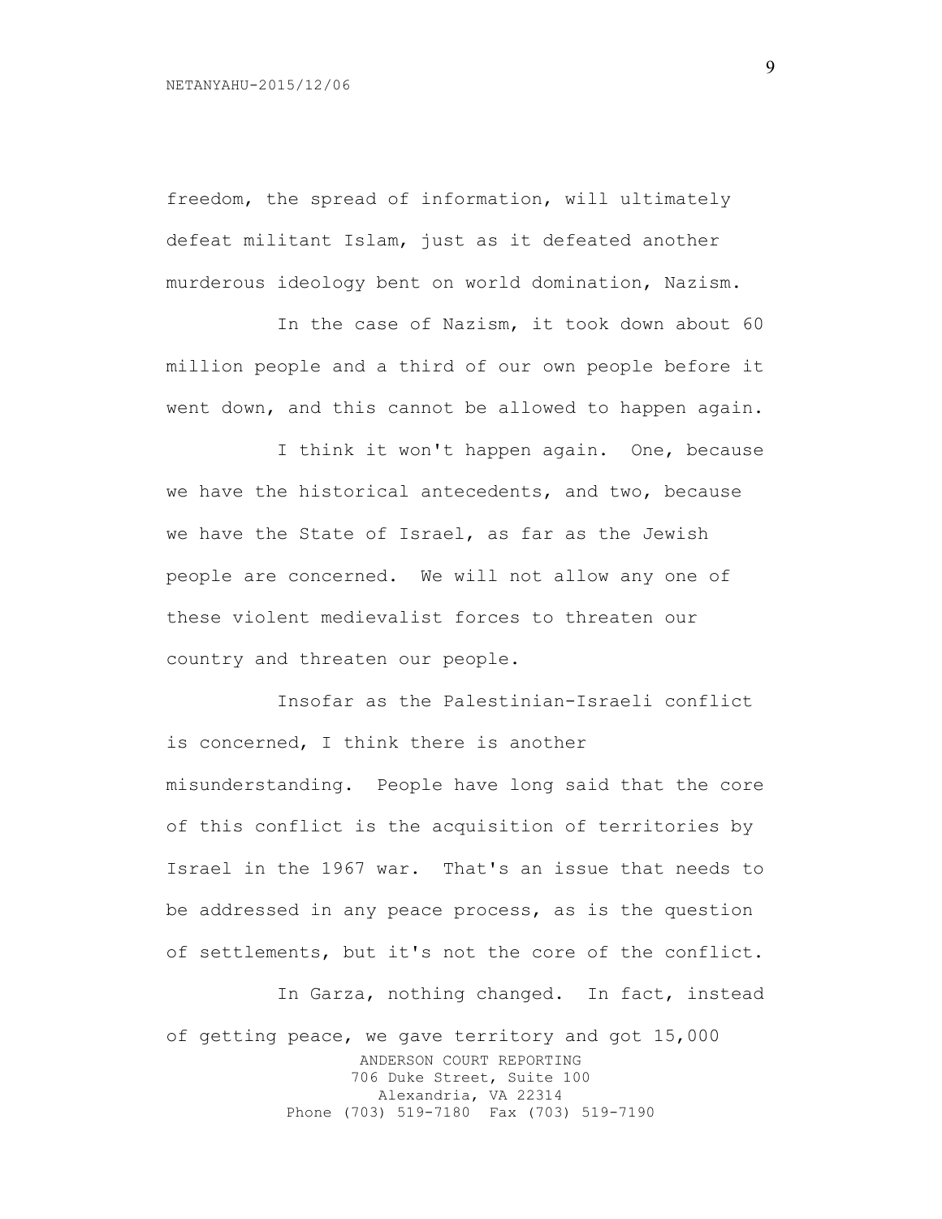freedom, the spread of information, will ultimately defeat militant Islam, just as it defeated another murderous ideology bent on world domination, Nazism.

In the case of Nazism, it took down about 60 million people and a third of our own people before it went down, and this cannot be allowed to happen again.

I think it won't happen again. One, because we have the historical antecedents, and two, because we have the State of Israel, as far as the Jewish people are concerned. We will not allow any one of these violent medievalist forces to threaten our country and threaten our people.

Insofar as the Palestinian-Israeli conflict is concerned, I think there is another misunderstanding. People have long said that the core of this conflict is the acquisition of territories by Israel in the 1967 war. That's an issue that needs to be addressed in any peace process, as is the question of settlements, but it's not the core of the conflict.

In Garza, nothing changed. In fact, instead of getting peace, we gave territory and got 15,000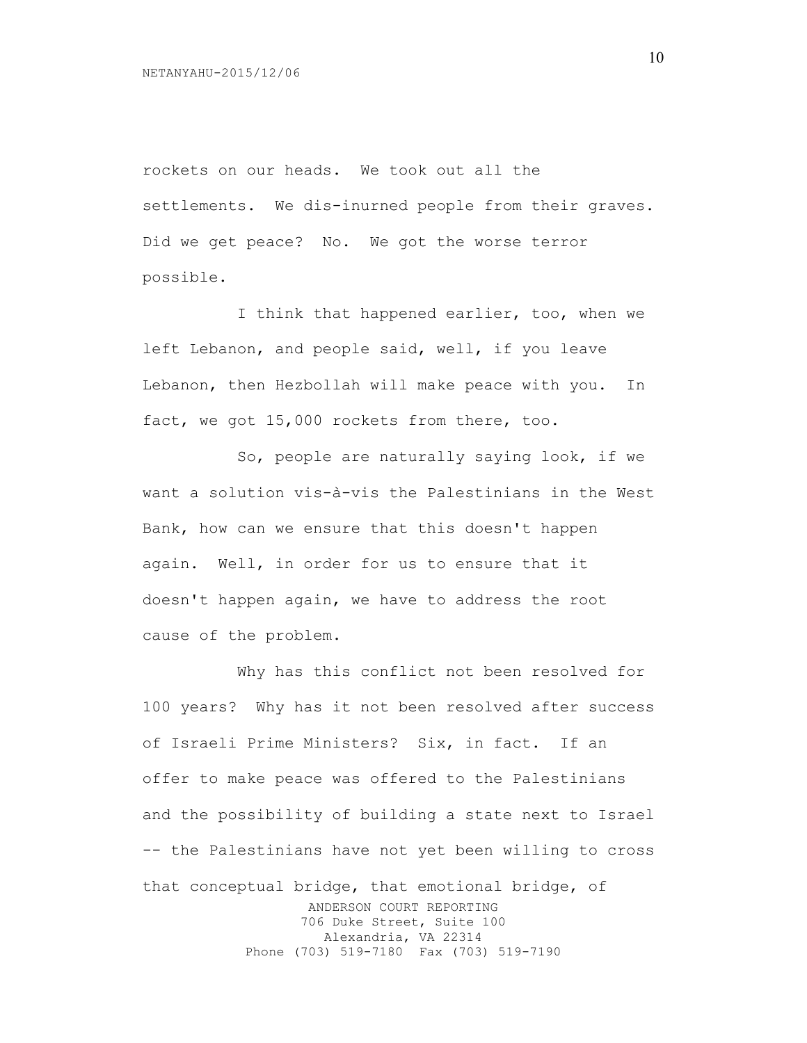rockets on our heads. We took out all the settlements. We dis-inurned people from their graves. Did we get peace? No. We got the worse terror possible.

I think that happened earlier, too, when we left Lebanon, and people said, well, if you leave Lebanon, then Hezbollah will make peace with you. In fact, we got 15,000 rockets from there, too.

So, people are naturally saying look, if we want a solution vis-à-vis the Palestinians in the West Bank, how can we ensure that this doesn't happen again. Well, in order for us to ensure that it doesn't happen again, we have to address the root cause of the problem.

Why has this conflict not been resolved for 100 years? Why has it not been resolved after success of Israeli Prime Ministers? Six, in fact. If an offer to make peace was offered to the Palestinians and the possibility of building a state next to Israel -- the Palestinians have not yet been willing to cross that conceptual bridge, that emotional bridge, of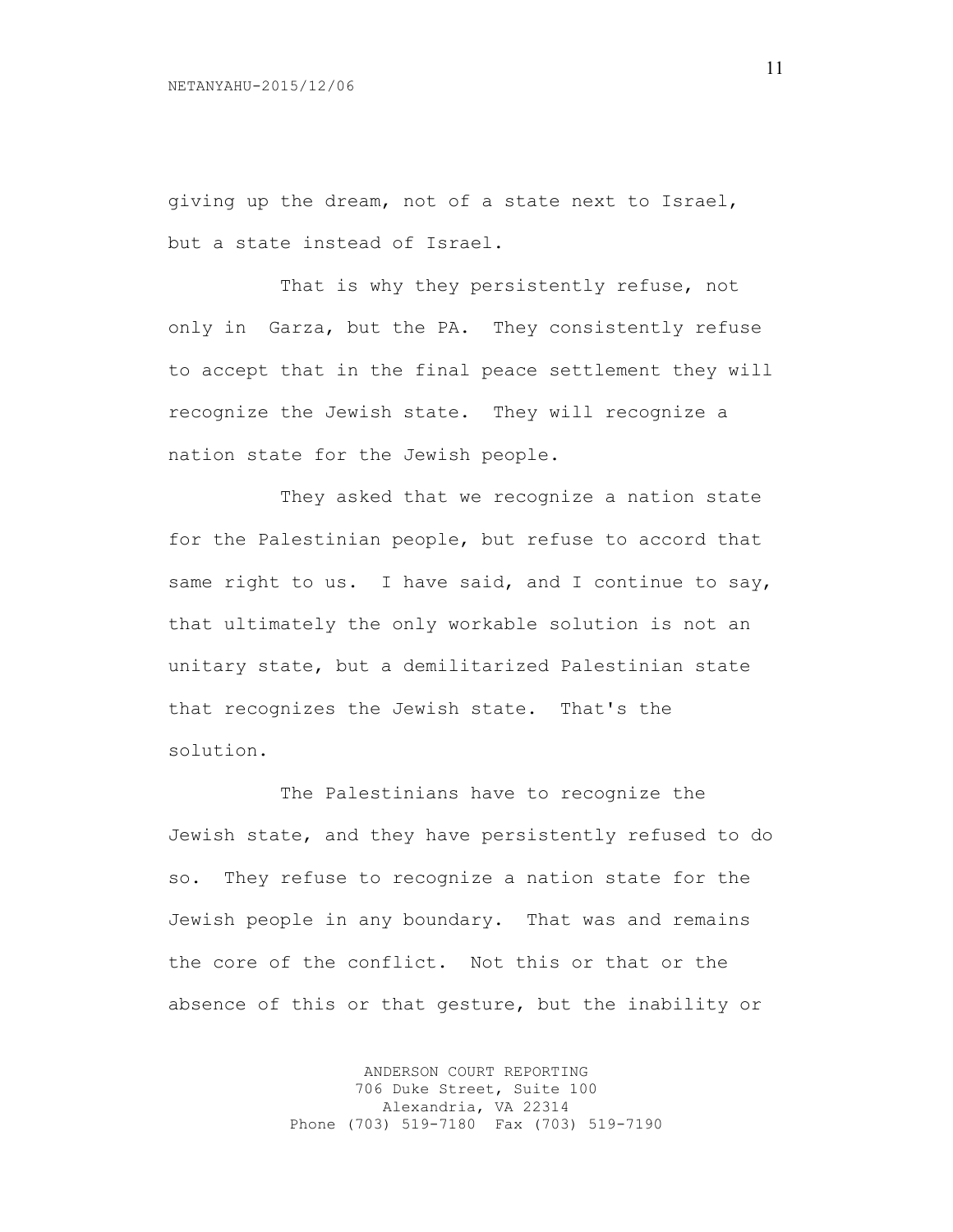giving up the dream, not of a state next to Israel, but a state instead of Israel.

That is why they persistently refuse, not only in  Garza, but the PA.  They consistently refuse to accept that in the final peace settlement they will recognize the Jewish state.  They will recognize a nation state for the Jewish people.

They asked that we recognize a nation state for the Palestinian people, but refuse to accord that same right to us.  I have said, and I continue to say, that ultimately the only workable solution is not an unitary state, but a demilitarized Palestinian state that recognizes the Jewish state.  That's the solution.

The Palestinians have to recognize the Jewish state, and they have persistently refused to do so.  They refuse to recognize a nation state for the Jewish people in any boundary.  That was and remains the core of the conflict.  Not this or that or the absence of this or that gesture, but the inability or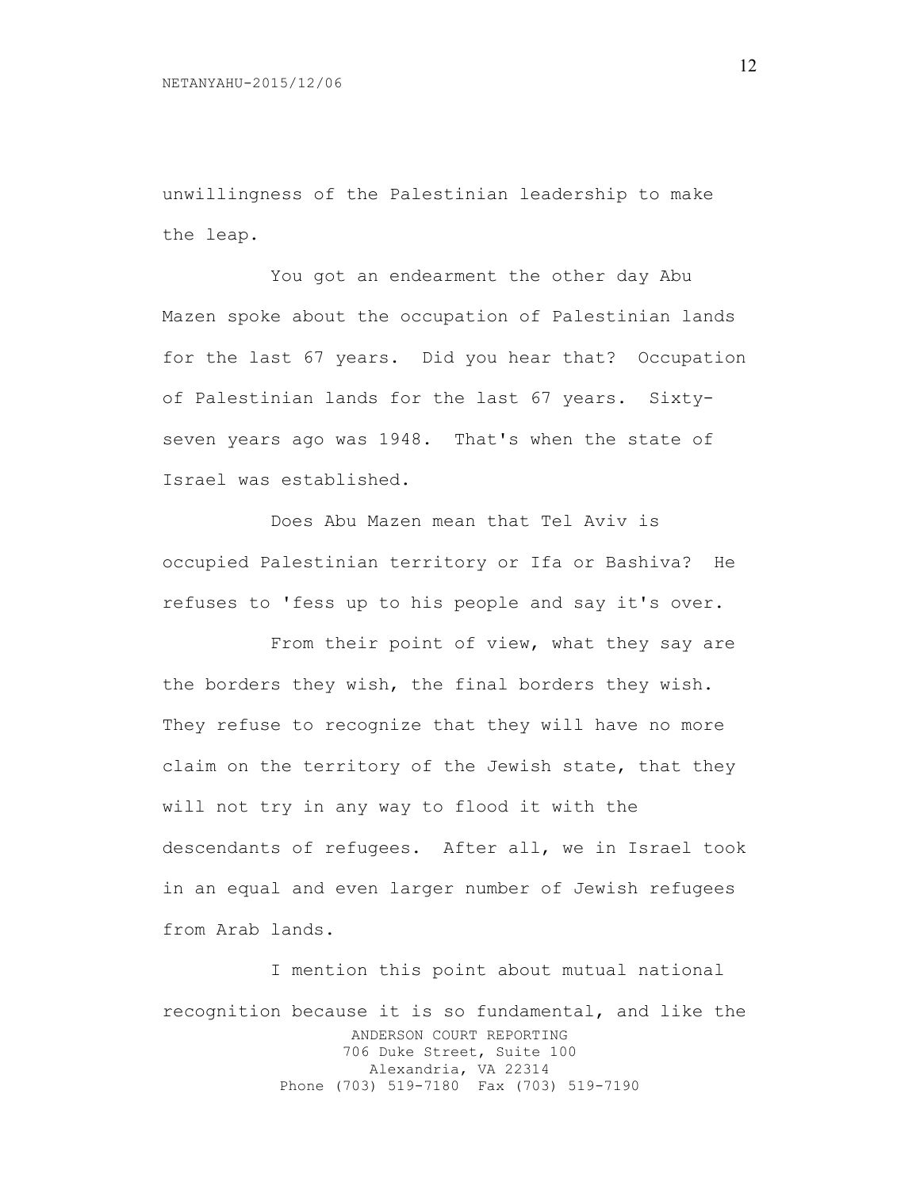unwillingness of the Palestinian leadership to make the leap.

You got an endearment the other day Abu Mazen spoke about the occupation of Palestinian lands for the last 67 years. Did you hear that? Occupation of Palestinian lands for the last 67 years. Sixty-seven years ago was 1948. That's when the state of Israel was established.

Does Abu Mazen mean that Tel Aviv is occupied Palestinian territory or Ifa or Bashiva? He refuses to 'fess up to his people and say it's over.

From their point of view, what they say are the borders they wish, the final borders they wish. They refuse to recognize that they will have no more claim on the territory of the Jewish state, that they will not try in any way to flood it with the descendants of refugees. After all, we in Israel took in an equal and even larger number of Jewish refugees from Arab lands.

I mention this point about mutual national recognition because it is so fundamental, and like the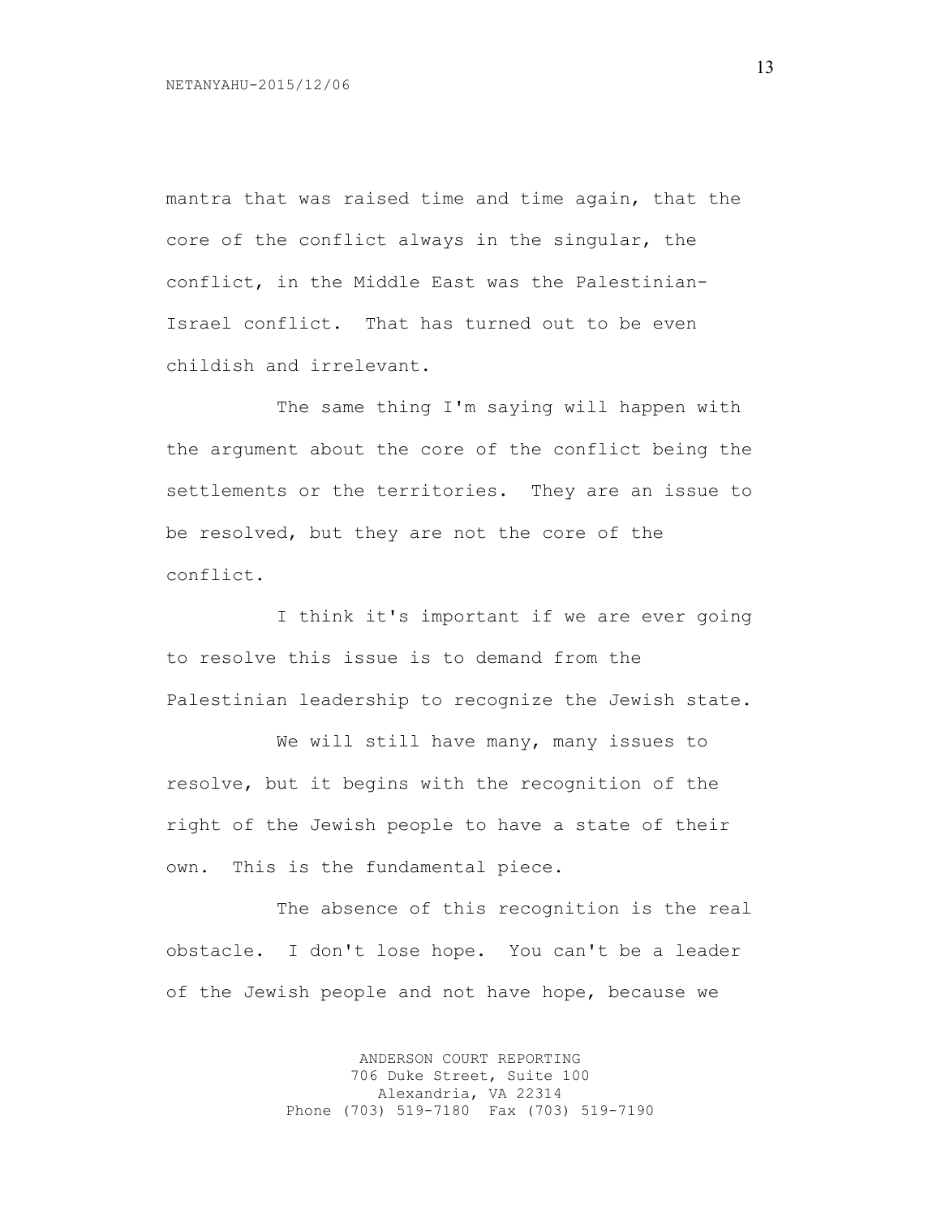mantra that was raised time and time again, that the core of the conflict always in the singular, the conflict, in the Middle East was the Palestinian-Israel conflict. That has turned out to be even childish and irrelevant.

The same thing I'm saying will happen with the argument about the core of the conflict being the settlements or the territories. They are an issue to be resolved, but they are not the core of the conflict.

I think it's important if we are ever going to resolve this issue is to demand from the Palestinian leadership to recognize the Jewish state.

We will still have many, many issues to resolve, but it begins with the recognition of the right of the Jewish people to have a state of their own. This is the fundamental piece.

The absence of this recognition is the real obstacle. I don't lose hope. You can't be a leader of the Jewish people and not have hope, because we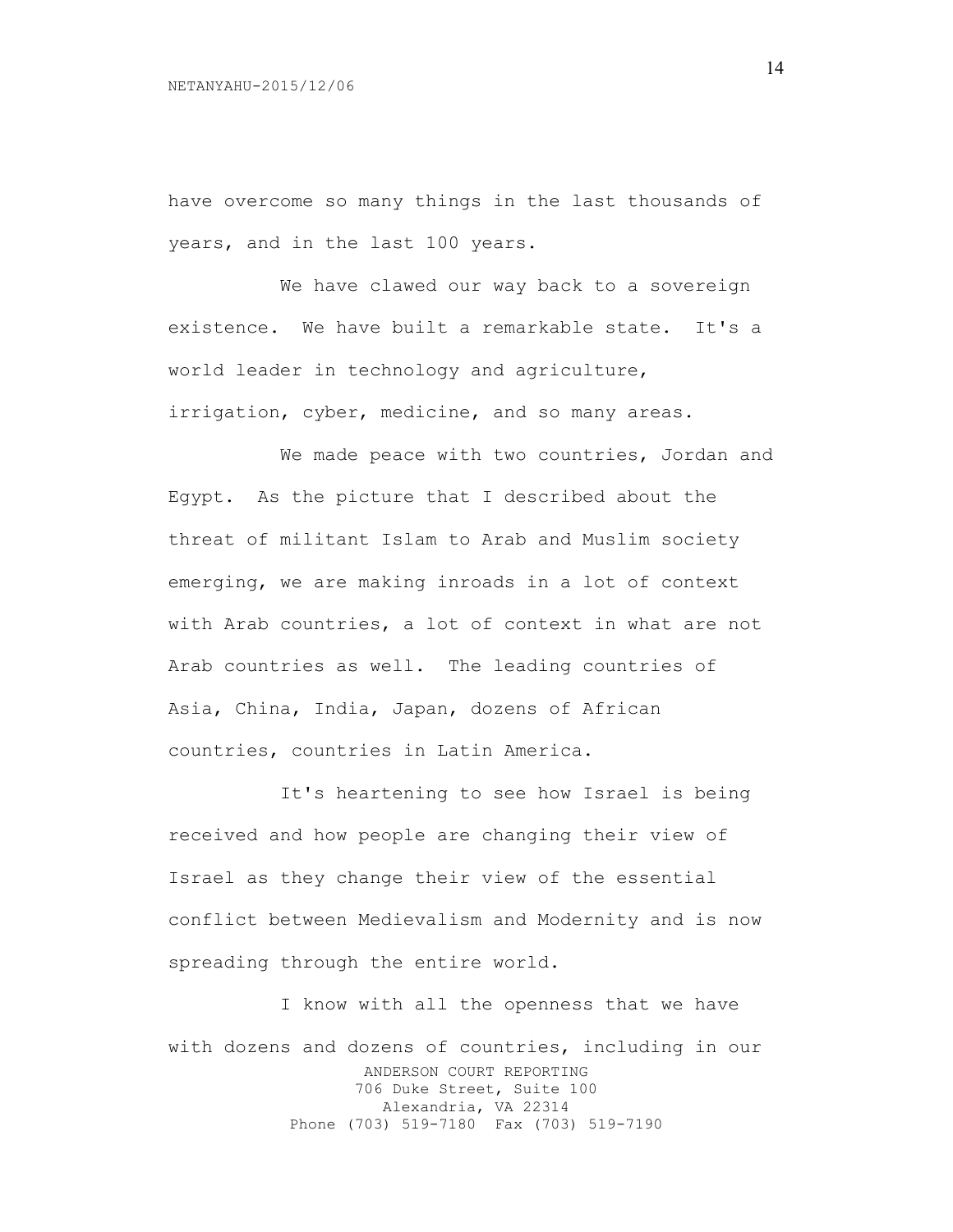have overcome so many things in the last thousands of years, and in the last 100 years.

We have clawed our way back to a sovereign existence. We have built a remarkable state. It's a world leader in technology and agriculture, irrigation, cyber, medicine, and so many areas.

We made peace with two countries, Jordan and Egypt. As the picture that I described about the threat of militant Islam to Arab and Muslim society emerging, we are making inroads in a lot of context with Arab countries, a lot of context in what are not Arab countries as well. The leading countries of Asia, China, India, Japan, dozens of African countries, countries in Latin America.

It's heartening to see how Israel is being received and how people are changing their view of Israel as they change their view of the essential conflict between Medievalism and Modernity and is now spreading through the entire world.

I know with all the openness that we have with dozens and dozens of countries, including in our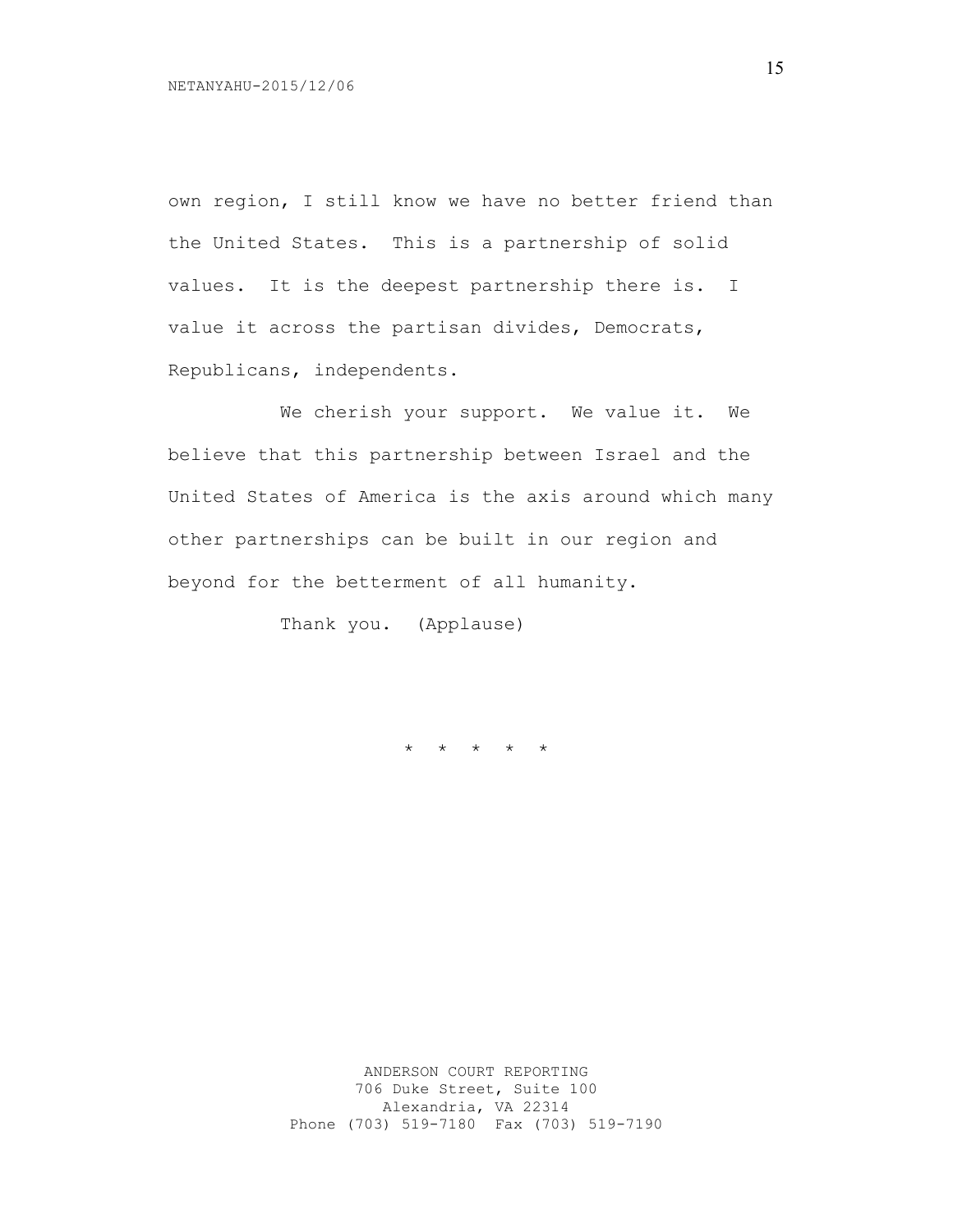own region, I still know we have no better friend than the United States. This is a partnership of solid values. It is the deepest partnership there is. I value it across the partisan divides, Democrats, Republicans, independents.

We cherish your support. We value it. We believe that this partnership between Israel and the United States of America is the axis around which many other partnerships can be built in our region and beyond for the betterment of all humanity.

Thank you. (Applause)

* * * * *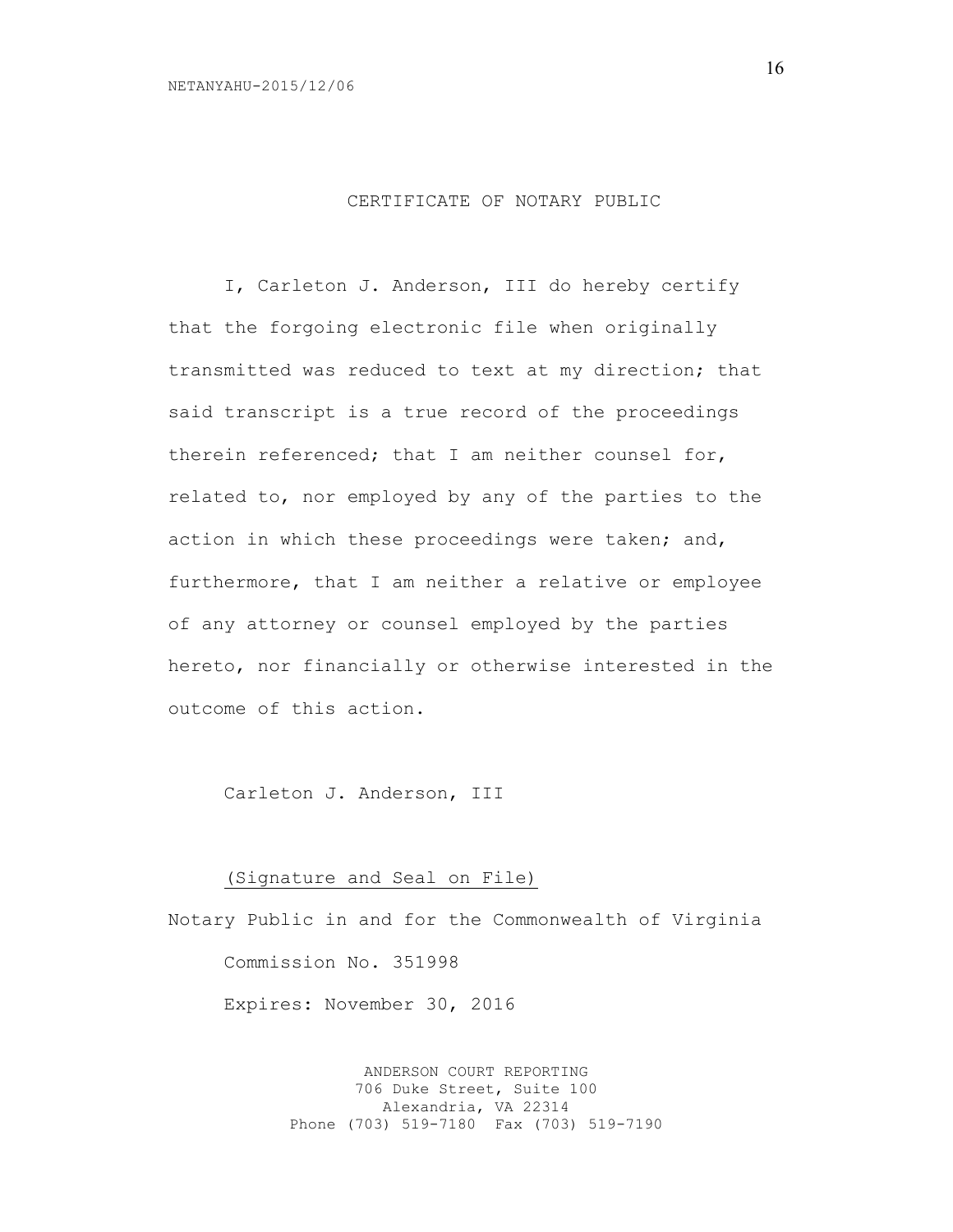# CERTIFICATE OF NOTARY PUBLIC

I, Carleton J. Anderson, III do hereby certify that the forgoing electronic file when originally transmitted was reduced to text at my direction; that said transcript is a true record of the proceedings therein referenced; that I am neither counsel for, related to, nor employed by any of the parties to the action in which these proceedings were taken; and, furthermore, that I am neither a relative or employee of any attorney or counsel employed by the parties hereto, nor financially or otherwise interested in the outcome of this action.

Carleton J. Anderson, III

(Signature and Seal on File)

Notary Public in and for the Commonwealth of Virginia

Commission No. 351998

Expires: November 30, 2016

ANDERSON COURT REPORTING
706 Duke Street, Suite 100
Alexandria, VA 22314
Phone (703) 519-7180 Fax (703) 519-7190